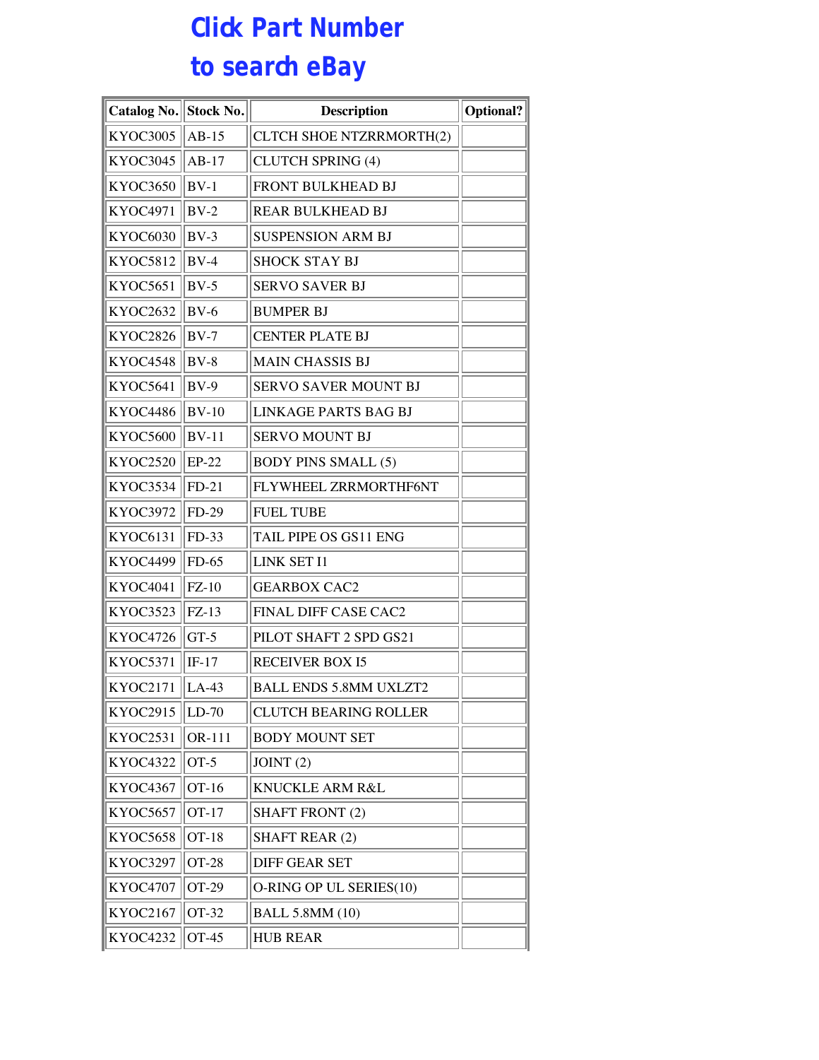# Click Part Number to search eBay

| Catalog No. | Stock No. | Description | Optional? |
|---|---|---|---|
| KYOC3005 | AB-15 | CLTCH SHOE NTZRRMORTH(2) | |
| KYOC3045 | AB-17 | CLUTCH SPRING (4) | |
| KYOC3650 | BV-1 | FRONT BULKHEAD BJ | |
| KYOC4971 | BV-2 | REAR BULKHEAD BJ | |
| KYOC6030 | BV-3 | SUSPENSION ARM BJ | |
| KYOC5812 | BV-4 | SHOCK STAY BJ | |
| KYOC5651 | BV-5 | SERVO SAVER BJ | |
| KYOC2632 | BV-6 | BUMPER BJ | |
| KYOC2826 | BV-7 | CENTER PLATE BJ | |
| KYOC4548 | BV-8 | MAIN CHASSIS BJ | |
| KYOC5641 | BV-9 | SERVO SAVER MOUNT BJ | |
| KYOC4486 | BV-10 | LINKAGE PARTS BAG BJ | |
| KYOC5600 | BV-11 | SERVO MOUNT BJ | |
| KYOC2520 | EP-22 | BODY PINS SMALL (5) | |
| KYOC3534 | FD-21 | FLYWHEEL ZRRMORTHF6NT | |
| KYOC3972 | FD-29 | FUEL TUBE | |
| KYOC6131 | FD-33 | TAIL PIPE OS GS11 ENG | |
| KYOC4499 | FD-65 | LINK SET I1 | |
| KYOC4041 | FZ-10 | GEARBOX CAC2 | |
| KYOC3523 | FZ-13 | FINAL DIFF CASE CAC2 | |
| KYOC4726 | GT-5 | PILOT SHAFT 2 SPD GS21 | |
| KYOC5371 | IF-17 | RECEIVER BOX I5 | |
| KYOC2171 | LA-43 | BALL ENDS 5.8MM UXLZT2 | |
| KYOC2915 | LD-70 | CLUTCH BEARING ROLLER | |
| KYOC2531 | OR-111 | BODY MOUNT SET | |
| KYOC4322 | OT-5 | JOINT (2) | |
| KYOC4367 | OT-16 | KNUCKLE ARM R&L | |
| KYOC5657 | OT-17 | SHAFT FRONT (2) | |
| KYOC5658 | OT-18 | SHAFT REAR (2) | |
| KYOC3297 | OT-28 | DIFF GEAR SET | |
| KYOC4707 | OT-29 | O-RING OP UL SERIES(10) | |
| KYOC2167 | OT-32 | BALL 5.8MM (10) | |
| KYOC4232 | OT-45 | HUB REAR | |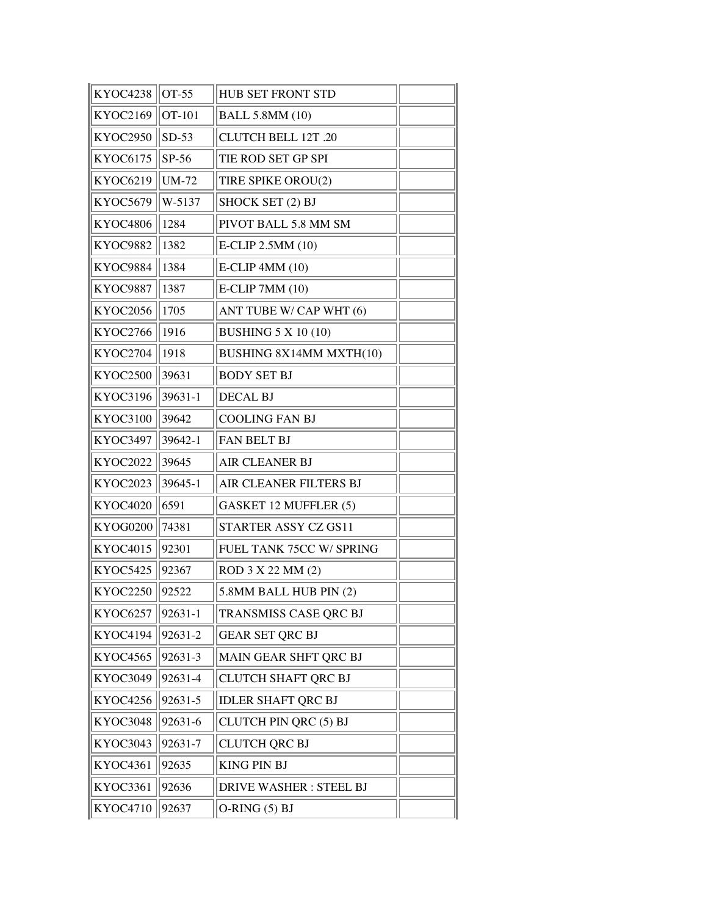| | | | |
|---|---|---|---|
| KYOC4238 | OT-55 | HUB SET FRONT STD | |
| KYOC2169 | OT-101 | BALL 5.8MM (10) | |
| KYOC2950 | SD-53 | CLUTCH BELL 12T .20 | |
| KYOC6175 | SP-56 | TIE ROD SET GP SPI | |
| KYOC6219 | UM-72 | TIRE SPIKE OROU(2) | |
| KYOC5679 | W-5137 | SHOCK SET (2) BJ | |
| KYOC4806 | 1284 | PIVOT BALL 5.8 MM SM | |
| KYOC9882 | 1382 | E-CLIP 2.5MM (10) | |
| KYOC9884 | 1384 | E-CLIP 4MM (10) | |
| KYOC9887 | 1387 | E-CLIP 7MM (10) | |
| KYOC2056 | 1705 | ANT TUBE W/ CAP WHT (6) | |
| KYOC2766 | 1916 | BUSHING 5 X 10 (10) | |
| KYOC2704 | 1918 | BUSHING 8X14MM MXTH(10) | |
| KYOC2500 | 39631 | BODY SET BJ | |
| KYOC3196 | 39631-1 | DECAL BJ | |
| KYOC3100 | 39642 | COOLING FAN BJ | |
| KYOC3497 | 39642-1 | FAN BELT BJ | |
| KYOC2022 | 39645 | AIR CLEANER BJ | |
| KYOC2023 | 39645-1 | AIR CLEANER FILTERS BJ | |
| KYOC4020 | 6591 | GASKET 12 MUFFLER (5) | |
| KYOG0200 | 74381 | STARTER ASSY CZ GS11 | |
| KYOC4015 | 92301 | FUEL TANK 75CC W/ SPRING | |
| KYOC5425 | 92367 | ROD 3 X 22 MM (2) | |
| KYOC2250 | 92522 | 5.8MM BALL HUB PIN (2) | |
| KYOC6257 | 92631-1 | TRANSMISS CASE QRC BJ | |
| KYOC4194 | 92631-2 | GEAR SET QRC BJ | |
| KYOC4565 | 92631-3 | MAIN GEAR SHFT QRC BJ | |
| KYOC3049 | 92631-4 | CLUTCH SHAFT QRC BJ | |
| KYOC4256 | 92631-5 | IDLER SHAFT QRC BJ | |
| KYOC3048 | 92631-6 | CLUTCH PIN QRC (5) BJ | |
| KYOC3043 | 92631-7 | CLUTCH QRC BJ | |
| KYOC4361 | 92635 | KING PIN BJ | |
| KYOC3361 | 92636 | DRIVE WASHER : STEEL BJ | |
| KYOC4710 | 92637 | O-RING (5) BJ | |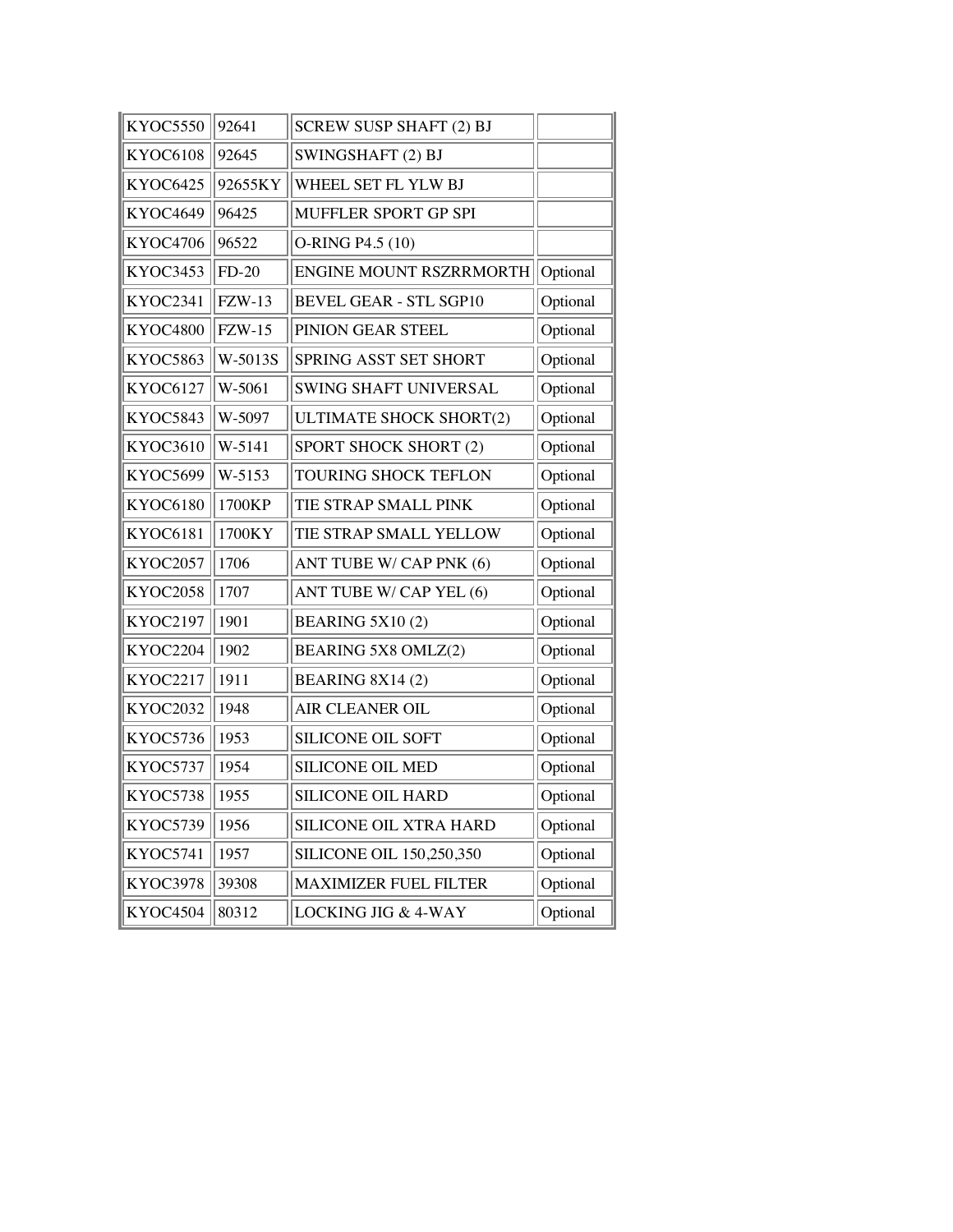| | | | |
|---|---|---|---|
| KYOC5550 | 92641 | SCREW SUSP SHAFT (2) BJ | |
| KYOC6108 | 92645 | SWINGSHAFT (2) BJ | |
| KYOC6425 | 92655KY | WHEEL SET FL YLW BJ | |
| KYOC4649 | 96425 | MUFFLER SPORT GP SPI | |
| KYOC4706 | 96522 | O-RING P4.5 (10) | |
| KYOC3453 | FD-20 | ENGINE MOUNT RSZRRMORTH | Optional |
| KYOC2341 | FZW-13 | BEVEL GEAR - STL SGP10 | Optional |
| KYOC4800 | FZW-15 | PINION GEAR STEEL | Optional |
| KYOC5863 | W-5013S | SPRING ASST SET SHORT | Optional |
| KYOC6127 | W-5061 | SWING SHAFT UNIVERSAL | Optional |
| KYOC5843 | W-5097 | ULTIMATE SHOCK SHORT(2) | Optional |
| KYOC3610 | W-5141 | SPORT SHOCK SHORT (2) | Optional |
| KYOC5699 | W-5153 | TOURING SHOCK TEFLON | Optional |
| KYOC6180 | 1700KP | TIE STRAP SMALL PINK | Optional |
| KYOC6181 | 1700KY | TIE STRAP SMALL YELLOW | Optional |
| KYOC2057 | 1706 | ANT TUBE W/ CAP PNK (6) | Optional |
| KYOC2058 | 1707 | ANT TUBE W/ CAP YEL (6) | Optional |
| KYOC2197 | 1901 | BEARING 5X10 (2) | Optional |
| KYOC2204 | 1902 | BEARING 5X8 OMLZ(2) | Optional |
| KYOC2217 | 1911 | BEARING 8X14 (2) | Optional |
| KYOC2032 | 1948 | AIR CLEANER OIL | Optional |
| KYOC5736 | 1953 | SILICONE OIL SOFT | Optional |
| KYOC5737 | 1954 | SILICONE OIL MED | Optional |
| KYOC5738 | 1955 | SILICONE OIL HARD | Optional |
| KYOC5739 | 1956 | SILICONE OIL XTRA HARD | Optional |
| KYOC5741 | 1957 | SILICONE OIL 150,250,350 | Optional |
| KYOC3978 | 39308 | MAXIMIZER FUEL FILTER | Optional |
| KYOC4504 | 80312 | LOCKING JIG & 4-WAY | Optional |